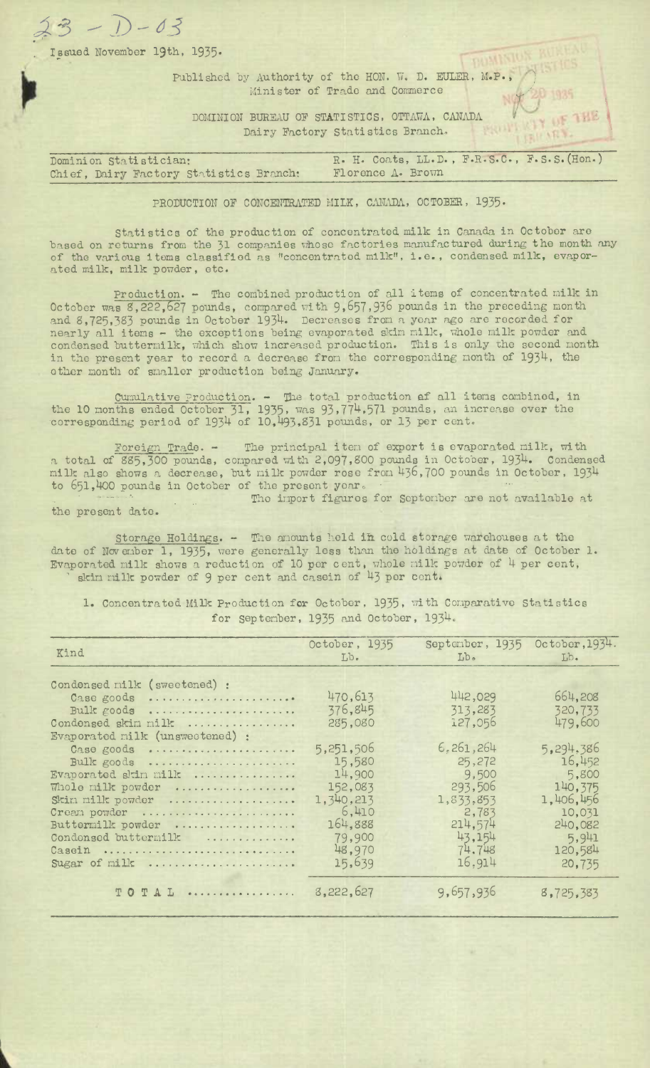23 - D - 03

Issued November 19th, 1935.

Published by Authority of the HON. W. D. EULER, M.P.,
Minister of Trade and Commerce

DOMINION BUREAU OF STATISTICS, OTTAWA, CANADA
Dairy Factory Statistics Branch.

| | |
|---|---|
| Dominion Statistician: | R. H. Coats, LL.D., F.R.S.C., F.S.S.(Hon.) |
| Chief, Dairy Factory Statistics Branch: | Florence A. Brown |

# PRODUCTION OF CONCENTRATED MILK, CANADA, OCTOBER, 1935.

Statistics of the production of concentrated milk in Canada in October are based on returns from the 31 companies whose factories manufactured during the month any of the various items classified as "concentrated milk", i.e., condensed milk, evaporated milk, milk powder, etc.

Production. - The combined production of all items of concentrated milk in October was 8,222,627 pounds, compared with 9,657,936 pounds in the preceding month and 8,725,383 pounds in October 1934. Decreases from a year ago are recorded for nearly all items - the exceptions being evaporated skim milk, whole milk powder and condensed buttermilk, which show increased production. This is only the second month in the present year to record a decrease from the corresponding month of 1934, the other month of smaller production being January.

Cumulative Production. - The total production of all items combined, in the 10 months ended October 31, 1935, was 93,774,571 pounds, an increase over the corresponding period of 1934 of 10,493,831 pounds, or 13 per cent.

Foreign Trade. - The principal item of export is evaporated milk, with a total of 885,300 pounds, compared with 2,097,800 pounds in October, 1934. Condensed milk also shows a decrease, but milk powder rose from 436,700 pounds in October, 1934 to 651,400 pounds in October of the present year.

The import figures for September are not available at the present date.

Storage Holdings. - The amounts held in cold storage warehouses at the date of November 1, 1935, were generally less than the holdings at date of October 1. Evaporated milk shows a reduction of 10 per cent, whole milk powder of 4 per cent, skim milk powder of 9 per cent and casein of 43 per cent.

1. Concentrated Milk Production for October, 1935, with Comparative Statistics for September, 1935 and October, 1934.

| Kind | October, 1935 Lb. | September, 1935 Lb. | October, 1934. Lb. |
|---|---|---|---|
| Condensed milk (sweetened) : | | | |
| Case goods | 470,613 | 442,029 | 664,208 |
| Bulk goods | 376,845 | 313,283 | 320,733 |
| Condensed skim milk | 285,080 | 127,056 | 479,600 |
| Evaporated milk (unsweetened) : | | | |
| Case goods | 5,251,506 | 6,261,264 | 5,294,386 |
| Bulk goods | 15,580 | 25,272 | 16,452 |
| Evaporated skim milk | 14,900 | 9,500 | 5,800 |
| Whole milk powder | 152,083 | 293,506 | 140,375 |
| Skim milk powder | 1,340,213 | 1,833,853 | 1,406,456 |
| Cream powder | 6,410 | 2,783 | 10,031 |
| Buttermilk powder | 164,888 | 214,574 | 240,082 |
| Condensed buttermilk | 79,900 | 43,154 | 5,941 |
| Casein | 48,970 | 74,748 | 120,584 |
| Sugar of milk | 15,639 | 16,914 | 20,735 |
| TOTAL | 8,222,627 | 9,657,936 | 8,725,383 |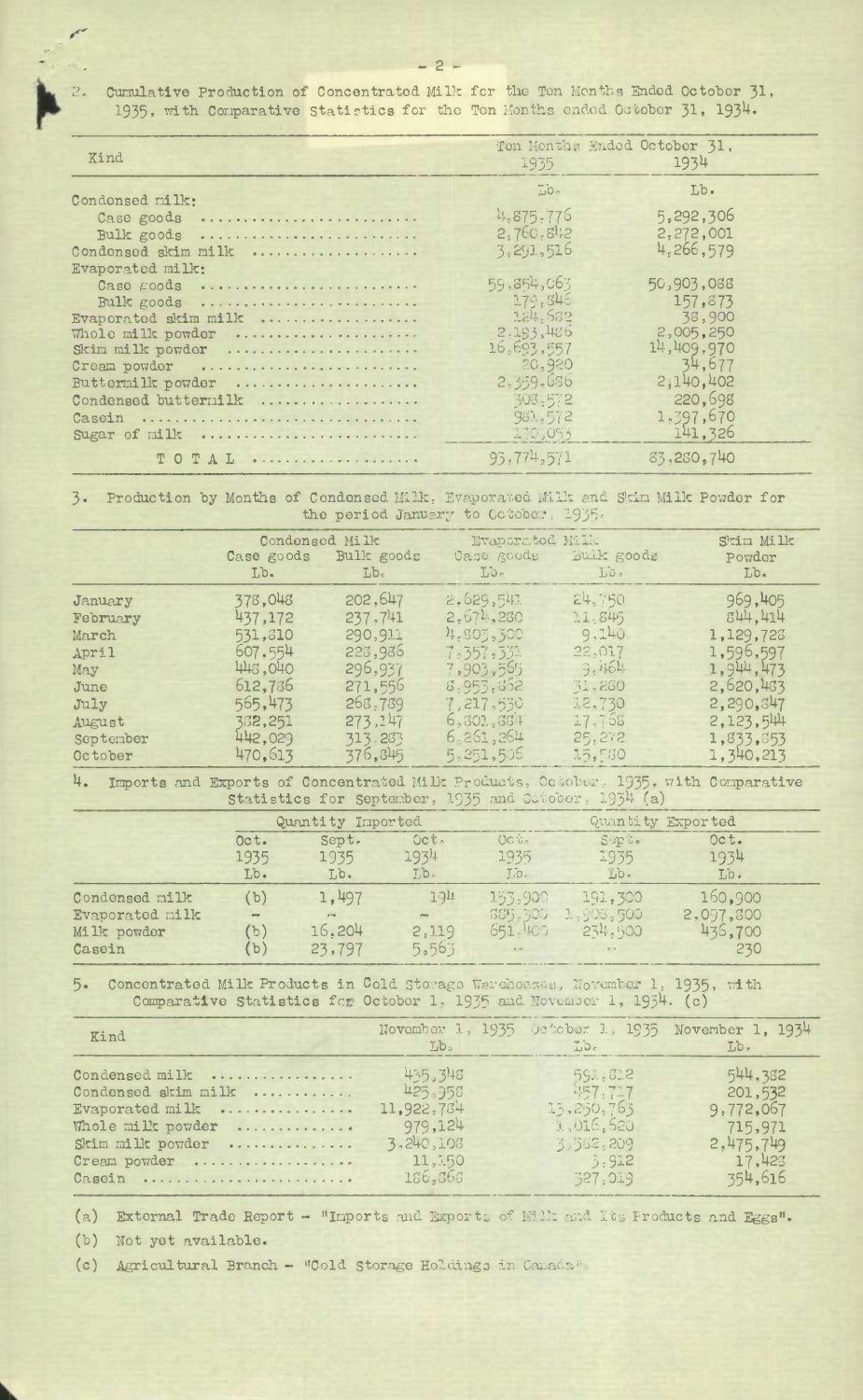2. Cumulative Production of Concentrated Milk for the Ten Months Ended October 31, 1935, with Comparative Statistics for the Ten Months ended October 31, 1934.

| Kind | Ten Months Ended October 31, 1935 | 1934 |
|---|---|---|
| | Lb. | Lb. |
| Condensed milk: | | |
| Case goods | 4,875,776 | 5,292,306 |
| Bulk goods | 2,760,842 | 2,272,001 |
| Condensed skim milk | 3,291,516 | 4,266,579 |
| Evaporated milk: | | |
| Case goods | 59,854,063 | 50,903,088 |
| Bulk goods | 179,846 | 157,873 |
| Evaporated skim milk | 124,682 | 38,900 |
| Whole milk powder | 2,193,486 | 2,005,250 |
| Skim milk powder | 16,693,557 | 14,409,970 |
| Cream powder | 20,920 | 34,677 |
| Buttermilk powder | 2,359,686 | 2,140,402 |
| Condensed buttermilk | 308,572 | 220,698 |
| Casein | 981,572 | 1,397,670 |
| Sugar of milk | 130,033 | 141,326 |
| TOTAL | 93,774,571 | 83,280,740 |

3. Production by Months of Condensed Milk, Evaporated Milk and Skim Milk Powder for the period January to October, 1935.

| | Condensed Milk | | Evaporated Milk | | Skim Milk Powder |
|---|---|---|---|---|---|
| | Case goods Lb. | Bulk goods Lb. | Case goods Lb. | Bulk goods Lb. | Lb. |
| January | 378,048 | 202,647 | 2,629,541 | 24,750 | 969,405 |
| February | 437,172 | 237,741 | 2,674,280 | 11,845 | 844,414 |
| March | 531,810 | 290,911 | 4,803,300 | 9,140 | 1,129,728 |
| April | 607,554 | 228,986 | 7,357,331 | 22,017 | 1,596,597 |
| May | 448,040 | 296,937 | 7,903,595 | 9,464 | 1,944,473 |
| June | 612,786 | 271,556 | 8,953,852 | 31,280 | 2,620,483 |
| July | 565,473 | 268,789 | 7,217,530 | 12,730 | 2,290,847 |
| August | 382,251 | 273,147 | 6,801,884 | 17,768 | 2,123,544 |
| September | 442,029 | 313,283 | 6,261,264 | 25,272 | 1,833,853 |
| October | 470,613 | 376,845 | 5,251,506 | 15,580 | 1,340,213 |

4. Imports and Exports of Concentrated Milk Products, October, 1935, with Comparative Statistics for September, 1935 and October, 1934 (a)

| | Quantity Imported | | | Quantity Exported | | |
|---|---|---|---|---|---|---|
| | Oct. 1935 Lb. | Sept. 1935 Lb. | Oct. 1934 Lb. | Oct. 1935 Lb. | Sept. 1935 Lb. | Oct. 1934 Lb. |
| Condensed milk | (b) | 1,497 | 194 | 153,900 | 191,300 | 160,900 |
| Evaporated milk | - | - | - | 885,300 | 1,908,500 | 2,097,800 |
| Milk powder | (b) | 16,204 | 2,119 | 651,400 | 234,500 | 436,700 |
| Casein | (b) | 23,797 | 5,563 | - | - | 230 |

5. Concentrated Milk Products in Cold Storage Warehouses, November 1, 1935, with Comparative Statistics for October 1, 1935 and November 1, 1934. (c)

| Kind | November 1, 1935 Lb. | October 1, 1935 Lb. | November 1, 1934 Lb. |
|---|---|---|---|
| Condensed milk | 435,348 | 591,812 | 544,382 |
| Condensed skim milk | 425,958 | 457,717 | 201,532 |
| Evaporated milk | 11,922,784 | 13,230,763 | 9,772,067 |
| Whole milk powder | 979,124 | 1,016,620 | 715,971 |
| Skim milk powder | 3,240,108 | 3,582,209 | 2,475,749 |
| Cream powder | 11,150 | 3,912 | 17,423 |
| Casein | 186,868 | 327,019 | 354,616 |

(a) External Trade Report - "Imports and Exports of Milk and Its Products and Eggs".

(b) Not yet available.

(c) Agricultural Branch - "Cold Storage Holdings in Canada".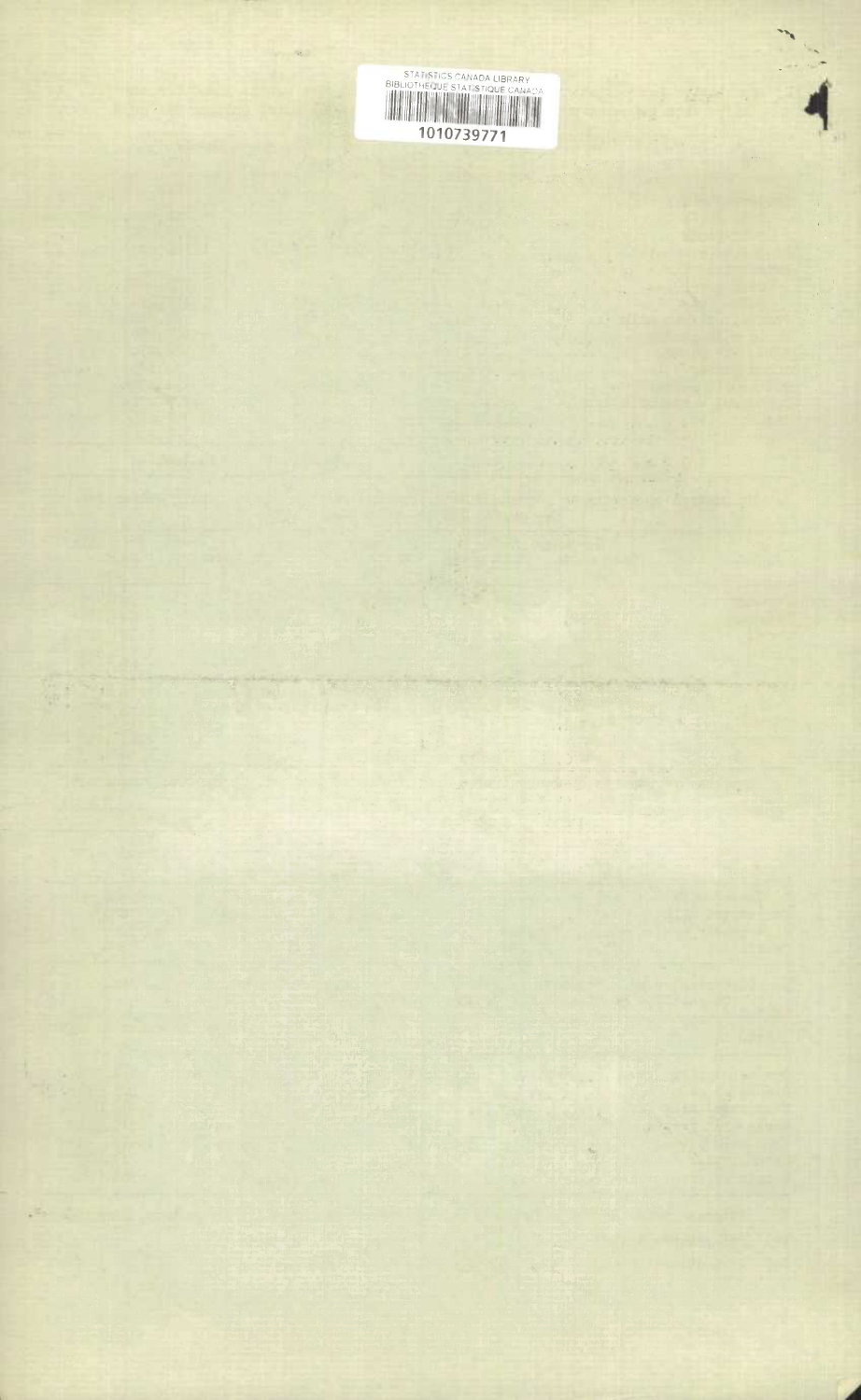STATISTICS CANADA LIBRARY
BIBLIOTHEQUE STATISTIQUE CANADA
1010739771